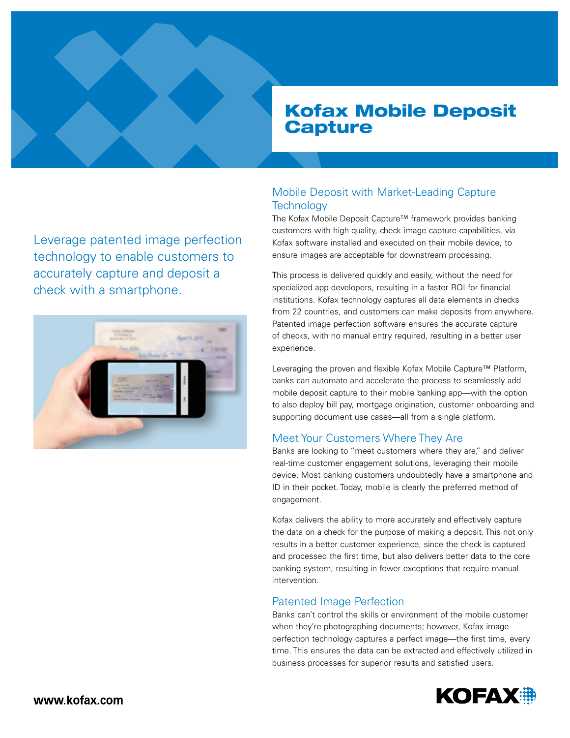# Kofax Mobile Deposit Capture

Leverage patented image perfection technology to enable customers to accurately capture and deposit a check with a smartphone.

## Mobile Deposit with Market-Leading Capture Technology

The Kofax Mobile Deposit Capture™ framework provides banking customers with high-quality, check image capture capabilities, via Kofax software installed and executed on their mobile device, to ensure images are acceptable for downstream processing.

This process is delivered quickly and easily, without the need for specialized app developers, resulting in a faster ROI for financial institutions. Kofax technology captures all data elements in checks from 22 countries, and customers can make deposits from anywhere. Patented image perfection software ensures the accurate capture of checks, with no manual entry required, resulting in a better user experience.

Leveraging the proven and flexible Kofax Mobile Capture™ Platform, banks can automate and accelerate the process to seamlessly add mobile deposit capture to their mobile banking app—with the option to also deploy bill pay, mortgage origination, customer onboarding and supporting document use cases—all from a single platform.

## Meet Your Customers Where They Are

Banks are looking to "meet customers where they are," and deliver real-time customer engagement solutions, leveraging their mobile device. Most banking customers undoubtedly have a smartphone and ID in their pocket. Today, mobile is clearly the preferred method of engagement.

Kofax delivers the ability to more accurately and effectively capture the data on a check for the purpose of making a deposit. This not only results in a better customer experience, since the check is captured and processed the first time, but also delivers better data to the core banking system, resulting in fewer exceptions that require manual intervention.

## Patented Image Perfection

Banks can't control the skills or environment of the mobile customer when they're photographing documents; however, Kofax image perfection technology captures a perfect image—the first time, every time. This ensures the data can be extracted and effectively utilized in business processes for superior results and satisfied users.

**www.kofax.com**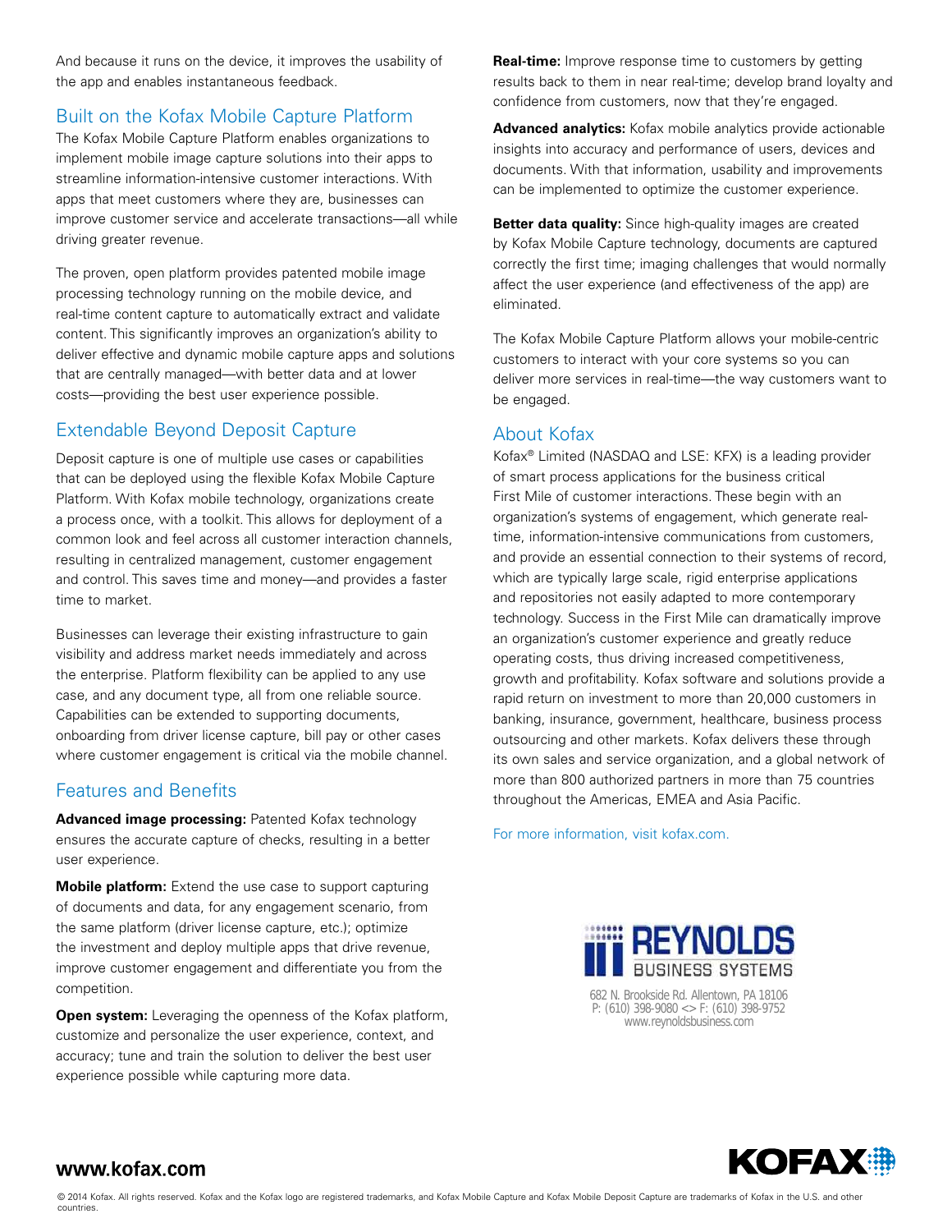And because it runs on the device, it improves the usability of the app and enables instantaneous feedback.

## Built on the Kofax Mobile Capture Platform

The Kofax Mobile Capture Platform enables organizations to implement mobile image capture solutions into their apps to streamline information-intensive customer interactions. With apps that meet customers where they are, businesses can improve customer service and accelerate transactions—all while driving greater revenue.

The proven, open platform provides patented mobile image processing technology running on the mobile device, and real-time content capture to automatically extract and validate content. This significantly improves an organization's ability to deliver effective and dynamic mobile capture apps and solutions that are centrally managed—with better data and at lower costs—providing the best user experience possible.

## Extendable Beyond Deposit Capture

Deposit capture is one of multiple use cases or capabilities that can be deployed using the flexible Kofax Mobile Capture Platform. With Kofax mobile technology, organizations create a process once, with a toolkit. This allows for deployment of a common look and feel across all customer interaction channels, resulting in centralized management, customer engagement and control. This saves time and money—and provides a faster time to market.

Businesses can leverage their existing infrastructure to gain visibility and address market needs immediately and across the enterprise. Platform flexibility can be applied to any use case, and any document type, all from one reliable source. Capabilities can be extended to supporting documents, onboarding from driver license capture, bill pay or other cases where customer engagement is critical via the mobile channel.

## Features and Benefits

**Advanced image processing:** Patented Kofax technology ensures the accurate capture of checks, resulting in a better user experience.

**Mobile platform:** Extend the use case to support capturing of documents and data, for any engagement scenario, from the same platform (driver license capture, etc.); optimize the investment and deploy multiple apps that drive revenue, improve customer engagement and differentiate you from the competition.

**Open system:** Leveraging the openness of the Kofax platform, customize and personalize the user experience, context, and accuracy; tune and train the solution to deliver the best user experience possible while capturing more data.

**Real-time:** Improve response time to customers by getting results back to them in near real-time; develop brand loyalty and confidence from customers, now that they're engaged.

**Advanced analytics:** Kofax mobile analytics provide actionable insights into accuracy and performance of users, devices and documents. With that information, usability and improvements can be implemented to optimize the customer experience.

**Better data quality:** Since high-quality images are created by Kofax Mobile Capture technology, documents are captured correctly the first time; imaging challenges that would normally affect the user experience (and effectiveness of the app) are eliminated.

The Kofax Mobile Capture Platform allows your mobile-centric customers to interact with your core systems so you can deliver more services in real-time—the way customers want to be engaged.

## About Kofax

Kofax® Limited (NASDAQ and LSE: KFX) is a leading provider of smart process applications for the business critical First Mile of customer interactions. These begin with an organization's systems of engagement, which generate real-time, information-intensive communications from customers, and provide an essential connection to their systems of record, which are typically large scale, rigid enterprise applications and repositories not easily adapted to more contemporary technology. Success in the First Mile can dramatically improve an organization's customer experience and greatly reduce operating costs, thus driving increased competitiveness, growth and profitability. Kofax software and solutions provide a rapid return on investment to more than 20,000 customers in banking, insurance, government, healthcare, business process outsourcing and other markets. Kofax delivers these through its own sales and service organization, and a global network of more than 800 authorized partners in more than 75 countries throughout the Americas, EMEA and Asia Pacific.

For more information, visit kofax.com.

REYNOLDS BUSINESS SYSTEMS

682 N. Brookside Rd. Allentown, PA 18106
P: (610) 398-9080 <> F: (610) 398-9752
www.reynoldsbusiness.com

**www.kofax.com**

KOFAX

© 2014 Kofax. All rights reserved. Kofax and the Kofax logo are registered trademarks, and Kofax Mobile Capture and Kofax Mobile Deposit Capture are trademarks of Kofax in the U.S. and other countries.